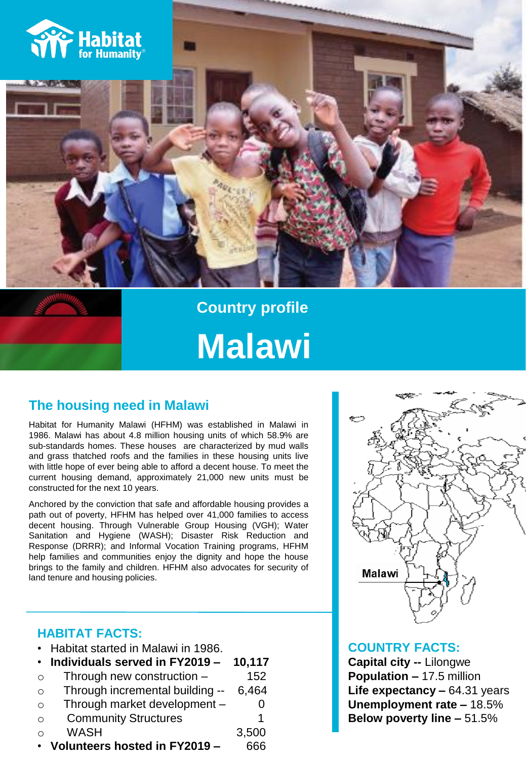Habitat for Humanity®

# Country profile

# Malawi

## The housing need in Malawi

Habitat for Humanity Malawi (HFHM) was established in Malawi in 1986. Malawi has about 4.8 million housing units of which 58.9% are sub-standards homes. These houses are characterized by mud walls and grass thatched roofs and the families in these housing units live with little hope of ever being able to afford a decent house. To meet the current housing demand, approximately 21,000 new units must be constructed for the next 10 years.

Anchored by the conviction that safe and affordable housing provides a path out of poverty, HFHM has helped over 41,000 families to access decent housing. Through Vulnerable Group Housing (VGH); Water Sanitation and Hygiene (WASH); Disaster Risk Reduction and Response (DRRR); and Informal Vocation Training programs, HFHM help families and communities enjoy the dignity and hope the house brings to the family and children. HFHM also advocates for security of land tenure and housing policies.

Malawi

## HABITAT FACTS:

- Habitat started in Malawi in 1986.
- **Individuals served in FY2019 – 10,117**
  - Through new construction – 152
  - Through incremental building -- 6,464
  - Through market development – 0
  - Community Structures 1
  - WASH 3,500
- **Volunteers hosted in FY2019 –** 666

## COUNTRY FACTS:

**Capital city --** Lilongwe
**Population –** 17.5 million
**Life expectancy –** 64.31 years
**Unemployment rate –** 18.5%
**Below poverty line –** 51.5%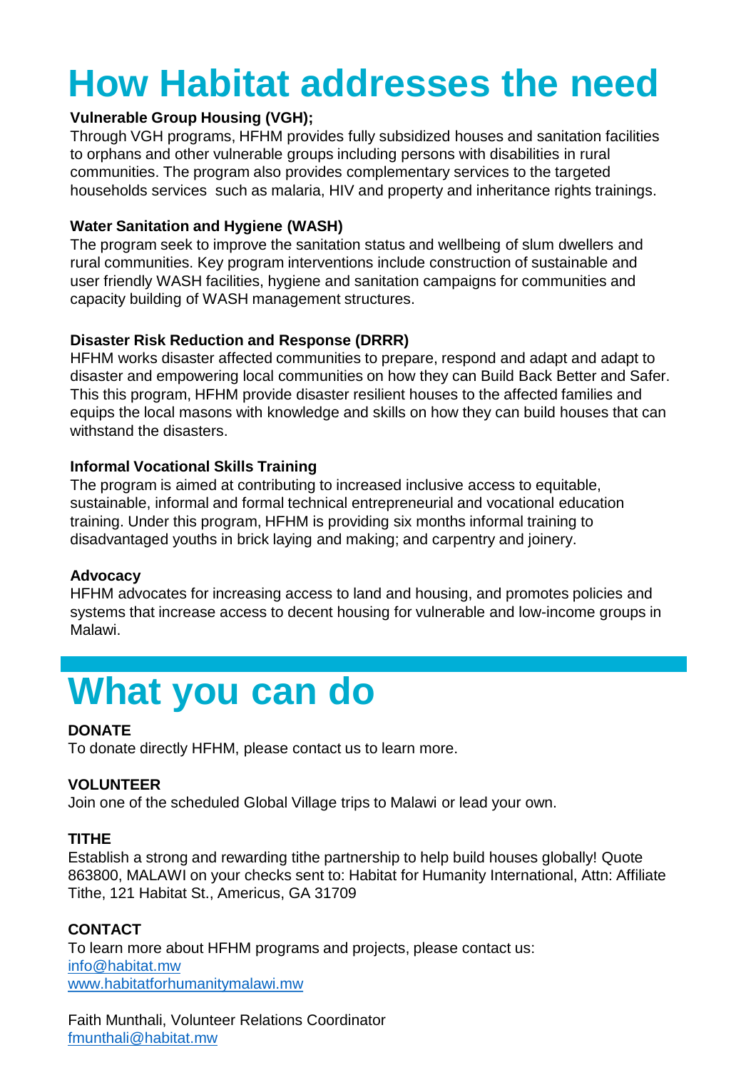# How Habitat addresses the need

**Vulnerable Group Housing (VGH);**
Through VGH programs, HFHM provides fully subsidized houses and sanitation facilities to orphans and other vulnerable groups including persons with disabilities in rural communities. The program also provides complementary services to the targeted households services such as malaria, HIV and property and inheritance rights trainings.

**Water Sanitation and Hygiene (WASH)**
The program seek to improve the sanitation status and wellbeing of slum dwellers and rural communities. Key program interventions include construction of sustainable and user friendly WASH facilities, hygiene and sanitation campaigns for communities and capacity building of WASH management structures.

**Disaster Risk Reduction and Response (DRRR)**
HFHM works disaster affected communities to prepare, respond and adapt and adapt to disaster and empowering local communities on how they can Build Back Better and Safer. This this program, HFHM provide disaster resilient houses to the affected families and equips the local masons with knowledge and skills on how they can build houses that can withstand the disasters.

**Informal Vocational Skills Training**
The program is aimed at contributing to increased inclusive access to equitable, sustainable, informal and formal technical entrepreneurial and vocational education training. Under this program, HFHM is providing six months informal training to disadvantaged youths in brick laying and making; and carpentry and joinery.

**Advocacy**
HFHM advocates for increasing access to land and housing, and promotes policies and systems that increase access to decent housing for vulnerable and low-income groups in Malawi.

# What you can do

**DONATE**
To donate directly HFHM, please contact us to learn more.

**VOLUNTEER**
Join one of the scheduled Global Village trips to Malawi or lead your own.

**TITHE**
Establish a strong and rewarding tithe partnership to help build houses globally! Quote 863800, MALAWI on your checks sent to: Habitat for Humanity International, Attn: Affiliate Tithe, 121 Habitat St., Americus, GA 31709

**CONTACT**
To learn more about HFHM programs and projects, please contact us:
info@habitat.mw
www.habitatforhumanitymalawi.mw

Faith Munthali, Volunteer Relations Coordinator
fmunthali@habitat.mw